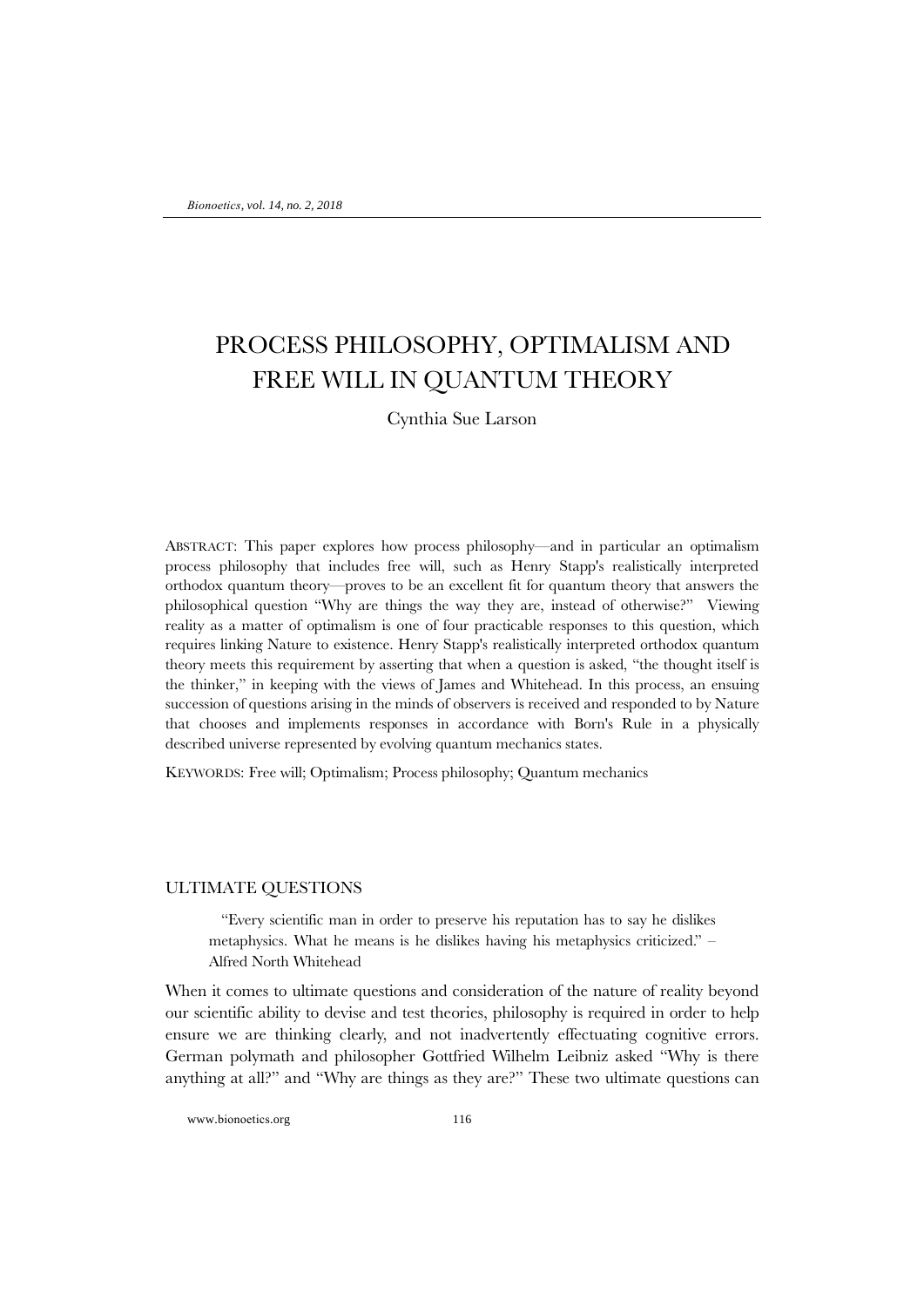# PROCESS PHILOSOPHY, OPTIMALISM AND FREE WILL IN QUANTUM THEORY

Cynthia Sue Larson

ABSTRACT: This paper explores how process philosophy—and in particular an optimalism process philosophy that includes free will, such as Henry Stapp's realistically interpreted orthodox quantum theory—proves to be an excellent fit for quantum theory that answers the philosophical question "Why are things the way they are, instead of otherwise?" Viewing reality as a matter of optimalism is one of four practicable responses to this question, which requires linking Nature to existence. Henry Stapp's realistically interpreted orthodox quantum theory meets this requirement by asserting that when a question is asked, "the thought itself is the thinker," in keeping with the views of James and Whitehead. In this process, an ensuing succession of questions arising in the minds of observers is received and responded to by Nature that chooses and implements responses in accordance with Born's Rule in a physically described universe represented by evolving quantum mechanics states.

KEYWORDS: Free will; Optimalism; Process philosophy; Quantum mechanics

## ULTIMATE QUESTIONS

> "Every scientific man in order to preserve his reputation has to say he dislikes metaphysics. What he means is he dislikes having his metaphysics criticized." – Alfred North Whitehead

When it comes to ultimate questions and consideration of the nature of reality beyond our scientific ability to devise and test theories, philosophy is required in order to help ensure we are thinking clearly, and not inadvertently effectuating cognitive errors. German polymath and philosopher Gottfried Wilhelm Leibniz asked "Why is there anything at all?" and "Why are things as they are?" These two ultimate questions can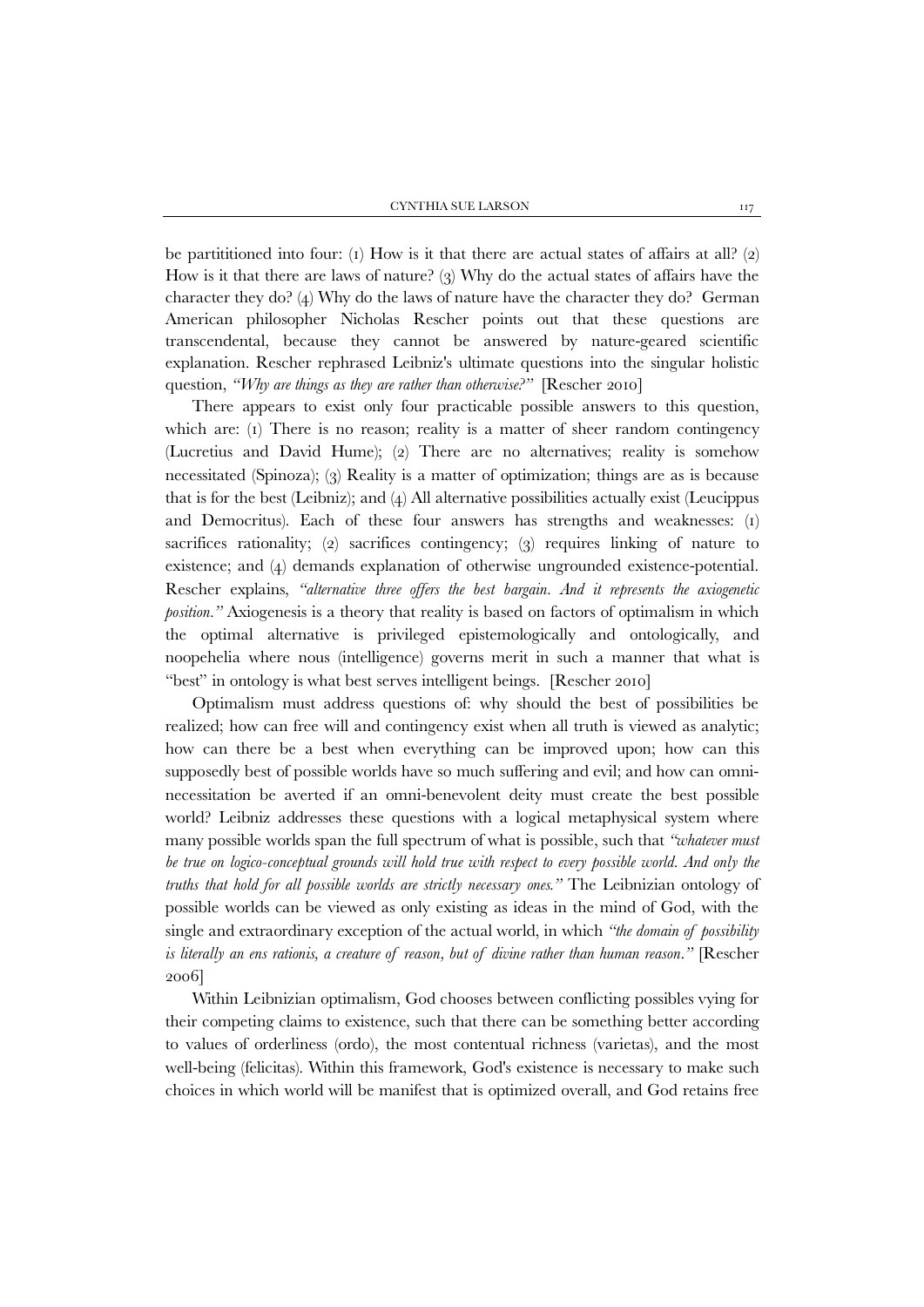be partititioned into four: (1) How is it that there are actual states of affairs at all? (2) How is it that there are laws of nature? (3) Why do the actual states of affairs have the character they do? (4) Why do the laws of nature have the character they do? German American philosopher Nicholas Rescher points out that these questions are transcendental, because they cannot be answered by nature-geared scientific explanation. Rescher rephrased Leibniz's ultimate questions into the singular holistic question, *"Why are things as they are rather than otherwise?"* [Rescher 2010]

There appears to exist only four practicable possible answers to this question, which are: (1) There is no reason; reality is a matter of sheer random contingency (Lucretius and David Hume); (2) There are no alternatives; reality is somehow necessitated (Spinoza); (3) Reality is a matter of optimization; things are as is because that is for the best (Leibniz); and (4) All alternative possibilities actually exist (Leucippus and Democritus). Each of these four answers has strengths and weaknesses: (1) sacrifices rationality; (2) sacrifices contingency; (3) requires linking of nature to existence; and (4) demands explanation of otherwise ungrounded existence-potential. Rescher explains, *"alternative three offers the best bargain. And it represents the axiogenetic position."* Axiogenesis is a theory that reality is based on factors of optimalism in which the optimal alternative is privileged epistemologically and ontologically, and noopehelia where nous (intelligence) governs merit in such a manner that what is "best" in ontology is what best serves intelligent beings. [Rescher 2010]

Optimalism must address questions of: why should the best of possibilities be realized; how can free will and contingency exist when all truth is viewed as analytic; how can there be a best when everything can be improved upon; how can this supposedly best of possible worlds have so much suffering and evil; and how can omni-necessitation be averted if an omni-benevolent deity must create the best possible world? Leibniz addresses these questions with a logical metaphysical system where many possible worlds span the full spectrum of what is possible, such that *"whatever must be true on logico-conceptual grounds will hold true with respect to every possible world. And only the truths that hold for all possible worlds are strictly necessary ones."* The Leibnizian ontology of possible worlds can be viewed as only existing as ideas in the mind of God, with the single and extraordinary exception of the actual world, in which *"the domain of possibility is literally an ens rationis, a creature of reason, but of divine rather than human reason."* [Rescher 2006]

Within Leibnizian optimalism, God chooses between conflicting possibles vying for their competing claims to existence, such that there can be something better according to values of orderliness (ordo), the most contentual richness (varietas), and the most well-being (felicitas). Within this framework, God's existence is necessary to make such choices in which world will be manifest that is optimized overall, and God retains free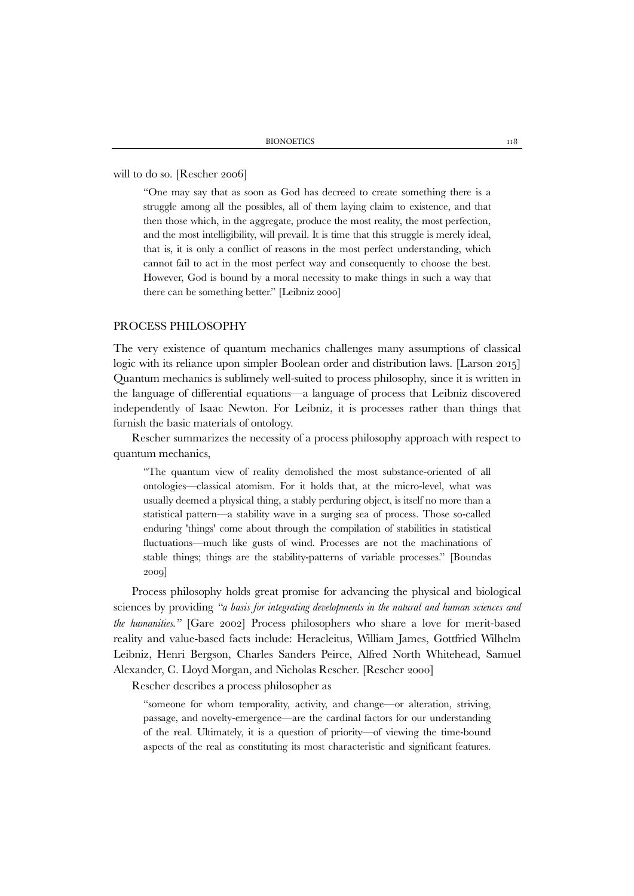will to do so. [Rescher 2006]

> "One may say that as soon as God has decreed to create something there is a struggle among all the possibles, all of them laying claim to existence, and that then those which, in the aggregate, produce the most reality, the most perfection, and the most intelligibility, will prevail. It is time that this struggle is merely ideal, that is, it is only a conflict of reasons in the most perfect understanding, which cannot fail to act in the most perfect way and consequently to choose the best. However, God is bound by a moral necessity to make things in such a way that there can be something better." [Leibniz 2000]

## PROCESS PHILOSOPHY

The very existence of quantum mechanics challenges many assumptions of classical logic with its reliance upon simpler Boolean order and distribution laws. [Larson 2015] Quantum mechanics is sublimely well-suited to process philosophy, since it is written in the language of differential equations—a language of process that Leibniz discovered independently of Isaac Newton. For Leibniz, it is processes rather than things that furnish the basic materials of ontology.

Rescher summarizes the necessity of a process philosophy approach with respect to quantum mechanics,

> "The quantum view of reality demolished the most substance-oriented of all ontologies—classical atomism. For it holds that, at the micro-level, what was usually deemed a physical thing, a stably perduring object, is itself no more than a statistical pattern—a stability wave in a surging sea of process. Those so-called enduring 'things' come about through the compilation of stabilities in statistical fluctuations—much like gusts of wind. Processes are not the machinations of stable things; things are the stability-patterns of variable processes." [Boundas 2009]

Process philosophy holds great promise for advancing the physical and biological sciences by providing *"a basis for integrating developments in the natural and human sciences and the humanities."* [Gare 2002] Process philosophers who share a love for merit-based reality and value-based facts include: Heracleitus, William James, Gottfried Wilhelm Leibniz, Henri Bergson, Charles Sanders Peirce, Alfred North Whitehead, Samuel Alexander, C. Lloyd Morgan, and Nicholas Rescher. [Rescher 2000]

Rescher describes a process philosopher as

> "someone for whom temporality, activity, and change—or alteration, striving, passage, and novelty-emergence—are the cardinal factors for our understanding of the real. Ultimately, it is a question of priority—of viewing the time-bound aspects of the real as constituting its most characteristic and significant features.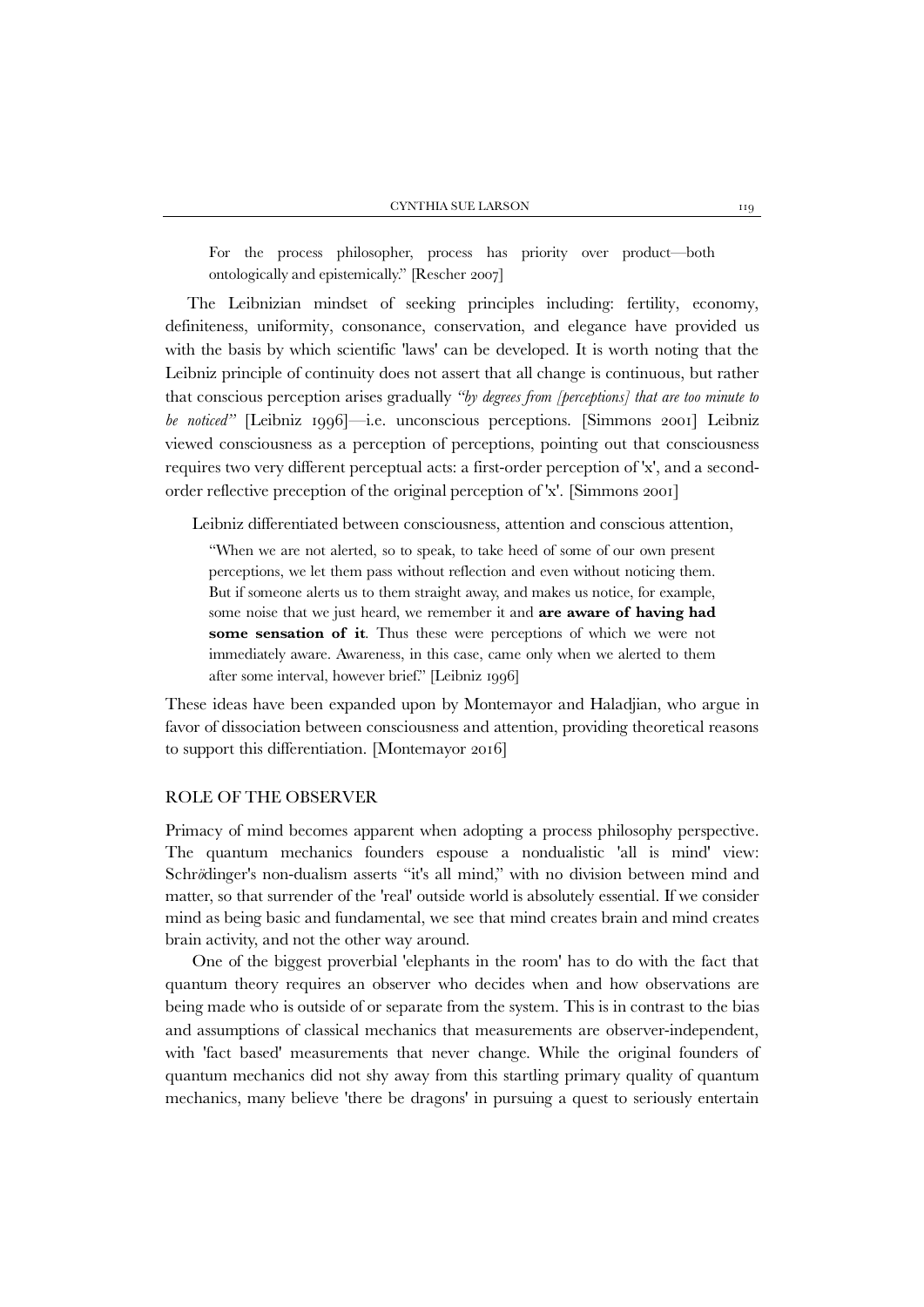For the process philosopher, process has priority over product—both ontologically and epistemically." [Rescher 2007]

The Leibnizian mindset of seeking principles including: fertility, economy, definiteness, uniformity, consonance, conservation, and elegance have provided us with the basis by which scientific 'laws' can be developed. It is worth noting that the Leibniz principle of continuity does not assert that all change is continuous, but rather that conscious perception arises gradually *"by degrees from [perceptions] that are too minute to be noticed"* [Leibniz 1996]—i.e. unconscious perceptions. [Simmons 2001] Leibniz viewed consciousness as a perception of perceptions, pointing out that consciousness requires two very different perceptual acts: a first-order perception of 'x', and a second-order reflective preception of the original perception of 'x'. [Simmons 2001]

Leibniz differentiated between consciousness, attention and conscious attention,

> "When we are not alerted, so to speak, to take heed of some of our own present perceptions, we let them pass without reflection and even without noticing them. But if someone alerts us to them straight away, and makes us notice, for example, some noise that we just heard, we remember it and **are aware of having had some sensation of it**. Thus these were perceptions of which we were not immediately aware. Awareness, in this case, came only when we alerted to them after some interval, however brief." [Leibniz 1996]

These ideas have been expanded upon by Montemayor and Haladjian, who argue in favor of dissociation between consciousness and attention, providing theoretical reasons to support this differentiation. [Montemayor 2016]

## ROLE OF THE OBSERVER

Primacy of mind becomes apparent when adopting a process philosophy perspective. The quantum mechanics founders espouse a nondualistic 'all is mind' view: Schrödinger's non-dualism asserts "it's all mind," with no division between mind and matter, so that surrender of the 'real' outside world is absolutely essential. If we consider mind as being basic and fundamental, we see that mind creates brain and mind creates brain activity, and not the other way around.

One of the biggest proverbial 'elephants in the room' has to do with the fact that quantum theory requires an observer who decides when and how observations are being made who is outside of or separate from the system. This is in contrast to the bias and assumptions of classical mechanics that measurements are observer-independent, with 'fact based' measurements that never change. While the original founders of quantum mechanics did not shy away from this startling primary quality of quantum mechanics, many believe 'there be dragons' in pursuing a quest to seriously entertain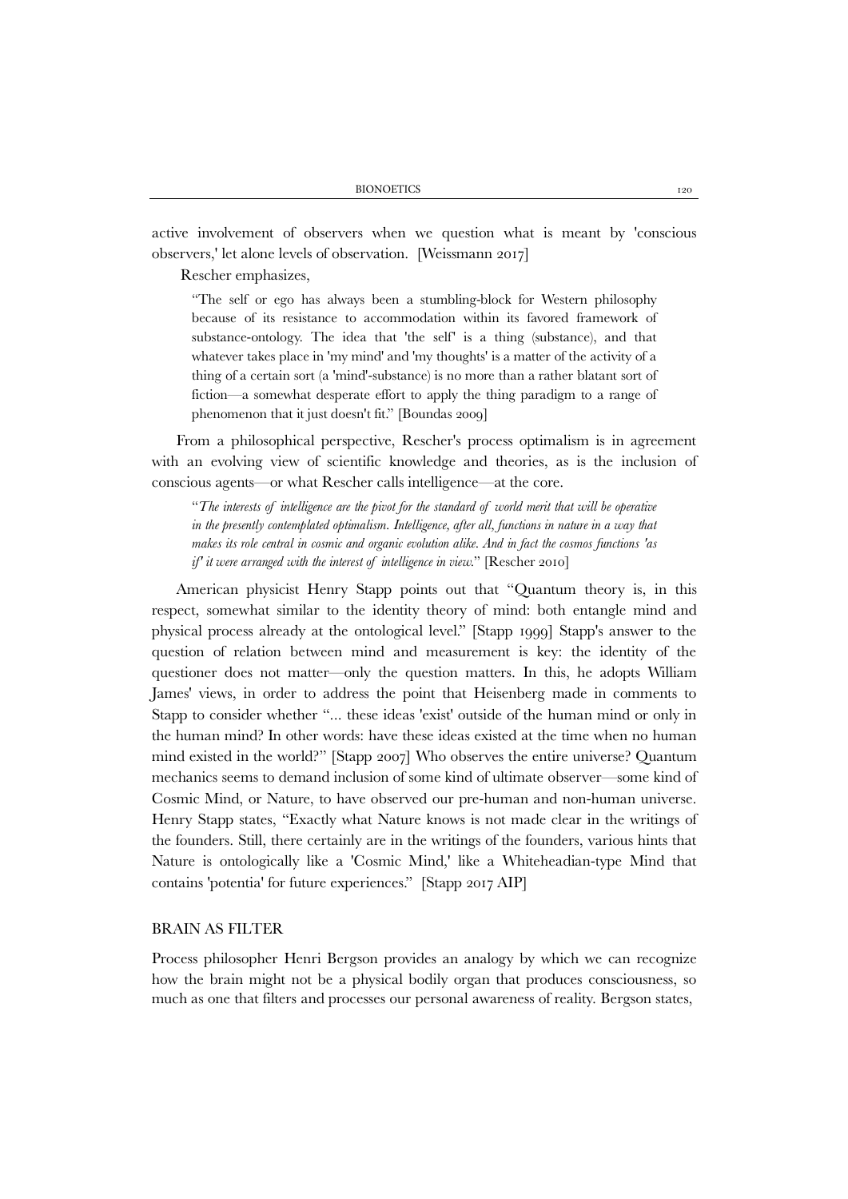active involvement of observers when we question what is meant by 'conscious observers,' let alone levels of observation. [Weissmann 2017]

Rescher emphasizes,

> "The self or ego has always been a stumbling-block for Western philosophy because of its resistance to accommodation within its favored framework of substance-ontology. The idea that 'the self' is a thing (substance), and that whatever takes place in 'my mind' and 'my thoughts' is a matter of the activity of a thing of a certain sort (a 'mind'-substance) is no more than a rather blatant sort of fiction—a somewhat desperate effort to apply the thing paradigm to a range of phenomenon that it just doesn't fit." [Boundas 2009]

From a philosophical perspective, Rescher's process optimalism is in agreement with an evolving view of scientific knowledge and theories, as is the inclusion of conscious agents—or what Rescher calls intelligence—at the core.

> "*The interests of intelligence are the pivot for the standard of world merit that will be operative in the presently contemplated optimalism. Intelligence, after all, functions in nature in a way that makes its role central in cosmic and organic evolution alike. And in fact the cosmos functions 'as if' it were arranged with the interest of intelligence in view.*" [Rescher 2010]

American physicist Henry Stapp points out that "Quantum theory is, in this respect, somewhat similar to the identity theory of mind: both entangle mind and physical process already at the ontological level." [Stapp 1999] Stapp's answer to the question of relation between mind and measurement is key: the identity of the questioner does not matter—only the question matters. In this, he adopts William James' views, in order to address the point that Heisenberg made in comments to Stapp to consider whether "... these ideas 'exist' outside of the human mind or only in the human mind? In other words: have these ideas existed at the time when no human mind existed in the world?" [Stapp 2007] Who observes the entire universe? Quantum mechanics seems to demand inclusion of some kind of ultimate observer—some kind of Cosmic Mind, or Nature, to have observed our pre-human and non-human universe. Henry Stapp states, "Exactly what Nature knows is not made clear in the writings of the founders. Still, there certainly are in the writings of the founders, various hints that Nature is ontologically like a 'Cosmic Mind,' like a Whiteheadian-type Mind that contains 'potentia' for future experiences." [Stapp 2017 AIP]

## BRAIN AS FILTER

Process philosopher Henri Bergson provides an analogy by which we can recognize how the brain might not be a physical bodily organ that produces consciousness, so much as one that filters and processes our personal awareness of reality. Bergson states,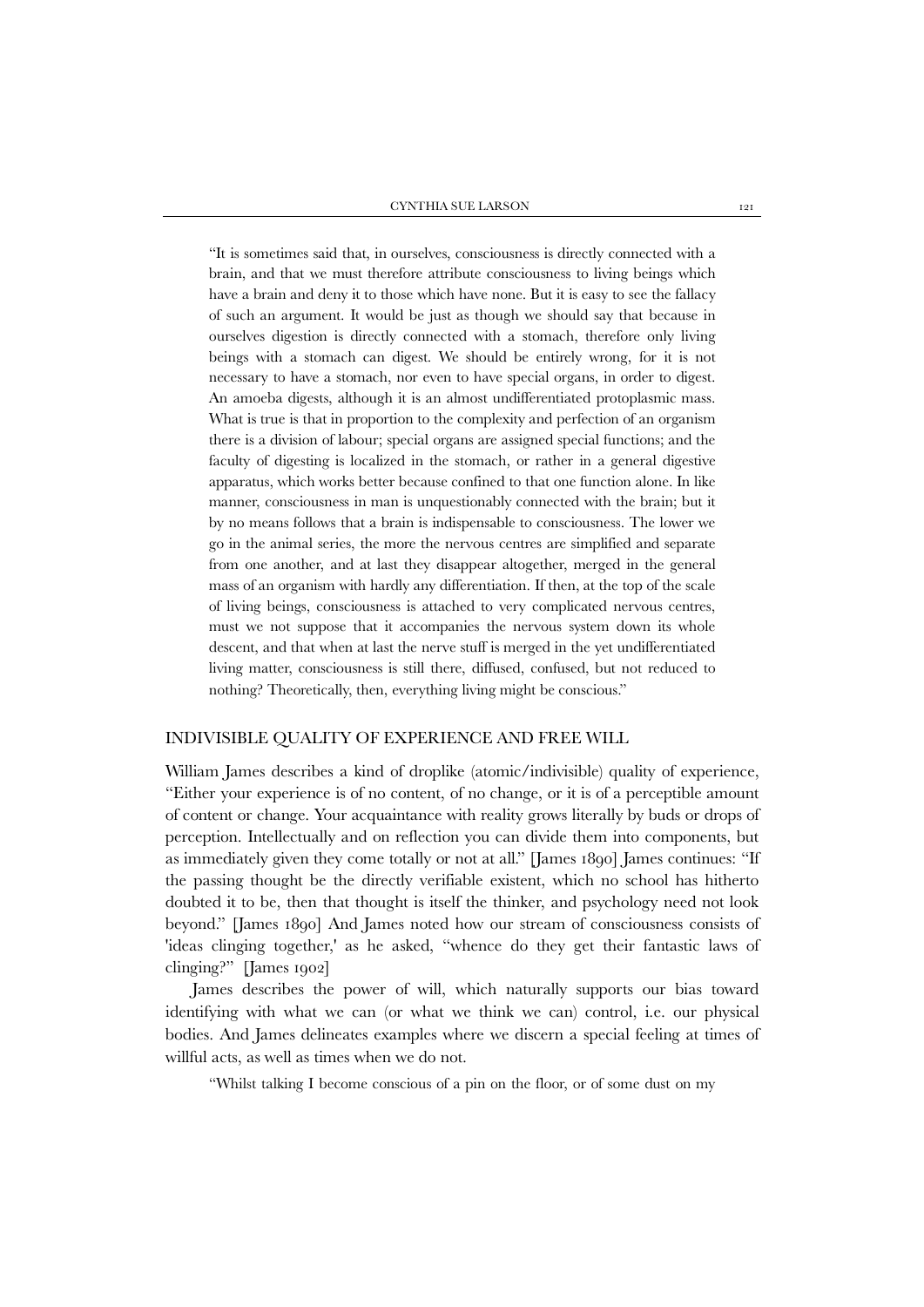"It is sometimes said that, in ourselves, consciousness is directly connected with a brain, and that we must therefore attribute consciousness to living beings which have a brain and deny it to those which have none. But it is easy to see the fallacy of such an argument. It would be just as though we should say that because in ourselves digestion is directly connected with a stomach, therefore only living beings with a stomach can digest. We should be entirely wrong, for it is not necessary to have a stomach, nor even to have special organs, in order to digest. An amoeba digests, although it is an almost undifferentiated protoplasmic mass. What is true is that in proportion to the complexity and perfection of an organism there is a division of labour; special organs are assigned special functions; and the faculty of digesting is localized in the stomach, or rather in a general digestive apparatus, which works better because confined to that one function alone. In like manner, consciousness in man is unquestionably connected with the brain; but it by no means follows that a brain is indispensable to consciousness. The lower we go in the animal series, the more the nervous centres are simplified and separate from one another, and at last they disappear altogether, merged in the general mass of an organism with hardly any differentiation. If then, at the top of the scale of living beings, consciousness is attached to very complicated nervous centres, must we not suppose that it accompanies the nervous system down its whole descent, and that when at last the nerve stuff is merged in the yet undifferentiated living matter, consciousness is still there, diffused, confused, but not reduced to nothing? Theoretically, then, everything living might be conscious."

## INDIVISIBLE QUALITY OF EXPERIENCE AND FREE WILL

William James describes a kind of droplike (atomic/indivisible) quality of experience, "Either your experience is of no content, of no change, or it is of a perceptible amount of content or change. Your acquaintance with reality grows literally by buds or drops of perception. Intellectually and on reflection you can divide them into components, but as immediately given they come totally or not at all." [James 1890] James continues: "If the passing thought be the directly verifiable existent, which no school has hitherto doubted it to be, then that thought is itself the thinker, and psychology need not look beyond." [James 1890] And James noted how our stream of consciousness consists of 'ideas clinging together,' as he asked, "whence do they get their fantastic laws of clinging?" [James 1902]

James describes the power of will, which naturally supports our bias toward identifying with what we can (or what we think we can) control, i.e. our physical bodies. And James delineates examples where we discern a special feeling at times of willful acts, as well as times when we do not.

"Whilst talking I become conscious of a pin on the floor, or of some dust on my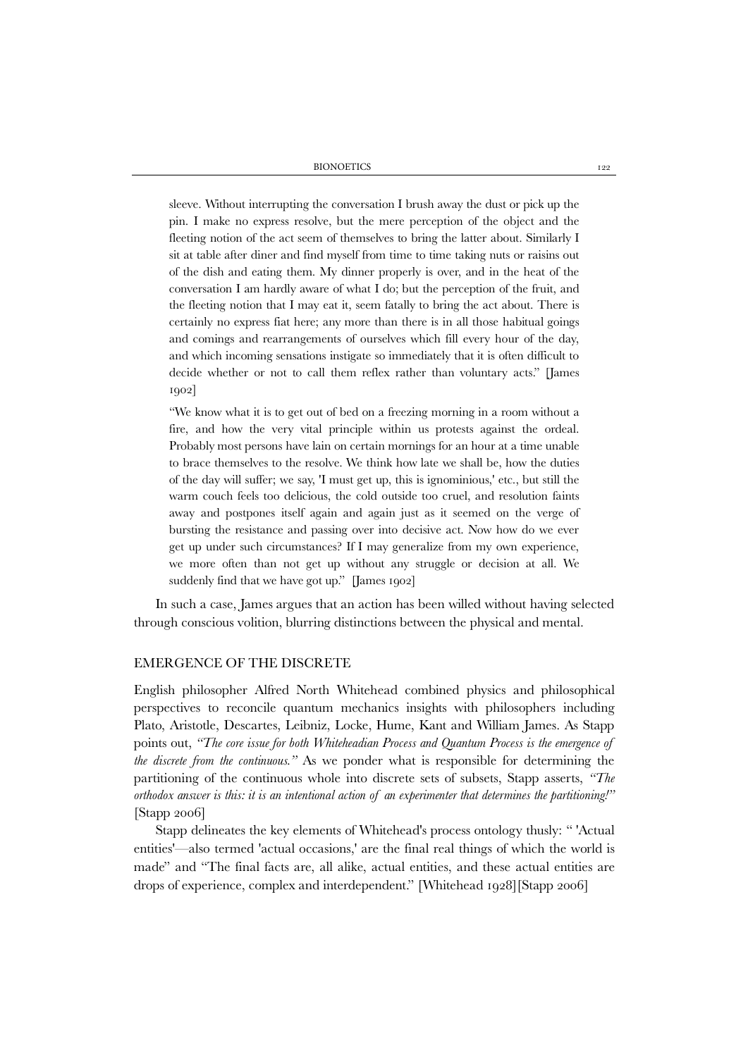> sleeve. Without interrupting the conversation I brush away the dust or pick up the pin. I make no express resolve, but the mere perception of the object and the fleeting notion of the act seem of themselves to bring the latter about. Similarly I sit at table after diner and find myself from time to time taking nuts or raisins out of the dish and eating them. My dinner properly is over, and in the heat of the conversation I am hardly aware of what I do; but the perception of the fruit, and the fleeting notion that I may eat it, seem fatally to bring the act about. There is certainly no express fiat here; any more than there is in all those habitual goings and comings and rearrangements of ourselves which fill every hour of the day, and which incoming sensations instigate so immediately that it is often difficult to decide whether or not to call them reflex rather than voluntary acts." [James 1902]

> "We know what it is to get out of bed on a freezing morning in a room without a fire, and how the very vital principle within us protests against the ordeal. Probably most persons have lain on certain mornings for an hour at a time unable to brace themselves to the resolve. We think how late we shall be, how the duties of the day will suffer; we say, 'I must get up, this is ignominious,' etc., but still the warm couch feels too delicious, the cold outside too cruel, and resolution faints away and postpones itself again and again just as it seemed on the verge of bursting the resistance and passing over into decisive act. Now how do we ever get up under such circumstances? If I may generalize from my own experience, we more often than not get up without any struggle or decision at all. We suddenly find that we have got up." [James 1902]

In such a case, James argues that an action has been willed without having selected through conscious volition, blurring distinctions between the physical and mental.

## EMERGENCE OF THE DISCRETE

English philosopher Alfred North Whitehead combined physics and philosophical perspectives to reconcile quantum mechanics insights with philosophers including Plato, Aristotle, Descartes, Leibniz, Locke, Hume, Kant and William James. As Stapp points out, *"The core issue for both Whiteheadian Process and Quantum Process is the emergence of the discrete from the continuous."* As we ponder what is responsible for determining the partitioning of the continuous whole into discrete sets of subsets, Stapp asserts, *"The orthodox answer is this: it is an intentional action of an experimenter that determines the partitioning!"* [Stapp 2006]

Stapp delineates the key elements of Whitehead's process ontology thusly: " 'Actual entities'—also termed 'actual occasions,' are the final real things of which the world is made" and "The final facts are, all alike, actual entities, and these actual entities are drops of experience, complex and interdependent." [Whitehead 1928][Stapp 2006]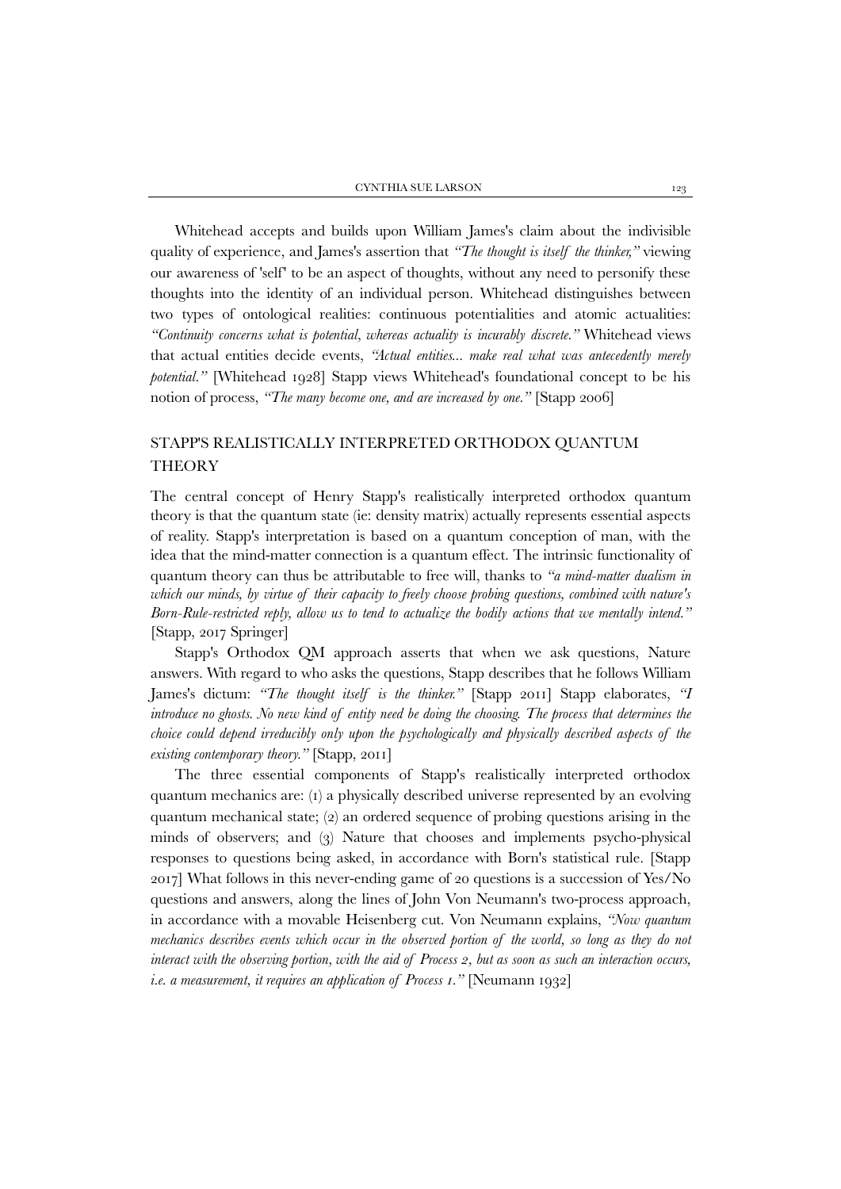Whitehead accepts and builds upon William James's claim about the indivisible quality of experience, and James's assertion that *"The thought is itself the thinker,"* viewing our awareness of 'self' to be an aspect of thoughts, without any need to personify these thoughts into the identity of an individual person. Whitehead distinguishes between two types of ontological realities: continuous potentialities and atomic actualities: *"Continuity concerns what is potential, whereas actuality is incurably discrete."* Whitehead views that actual entities decide events, *"Actual entities... make real what was antecedently merely potential."* [Whitehead 1928] Stapp views Whitehead's foundational concept to be his notion of process, *"The many become one, and are increased by one."* [Stapp 2006]

## STAPP'S REALISTICALLY INTERPRETED ORTHODOX QUANTUM THEORY

The central concept of Henry Stapp's realistically interpreted orthodox quantum theory is that the quantum state (ie: density matrix) actually represents essential aspects of reality. Stapp's interpretation is based on a quantum conception of man, with the idea that the mind-matter connection is a quantum effect. The intrinsic functionality of quantum theory can thus be attributable to free will, thanks to *"a mind-matter dualism in which our minds, by virtue of their capacity to freely choose probing questions, combined with nature's Born-Rule-restricted reply, allow us to tend to actualize the bodily actions that we mentally intend."* [Stapp, 2017 Springer]

Stapp's Orthodox QM approach asserts that when we ask questions, Nature answers. With regard to who asks the questions, Stapp describes that he follows William James's dictum: *"The thought itself is the thinker."* [Stapp 2011] Stapp elaborates, *"I introduce no ghosts. No new kind of entity need be doing the choosing. The process that determines the choice could depend irreducibly only upon the psychologically and physically described aspects of the existing contemporary theory."* [Stapp, 2011]

The three essential components of Stapp's realistically interpreted orthodox quantum mechanics are: (1) a physically described universe represented by an evolving quantum mechanical state; (2) an ordered sequence of probing questions arising in the minds of observers; and (3) Nature that chooses and implements psycho-physical responses to questions being asked, in accordance with Born's statistical rule. [Stapp 2017] What follows in this never-ending game of 20 questions is a succession of Yes/No questions and answers, along the lines of John Von Neumann's two-process approach, in accordance with a movable Heisenberg cut. Von Neumann explains, *"Now quantum mechanics describes events which occur in the observed portion of the world, so long as they do not interact with the observing portion, with the aid of Process 2, but as soon as such an interaction occurs, i.e. a measurement, it requires an application of Process 1."* [Neumann 1932]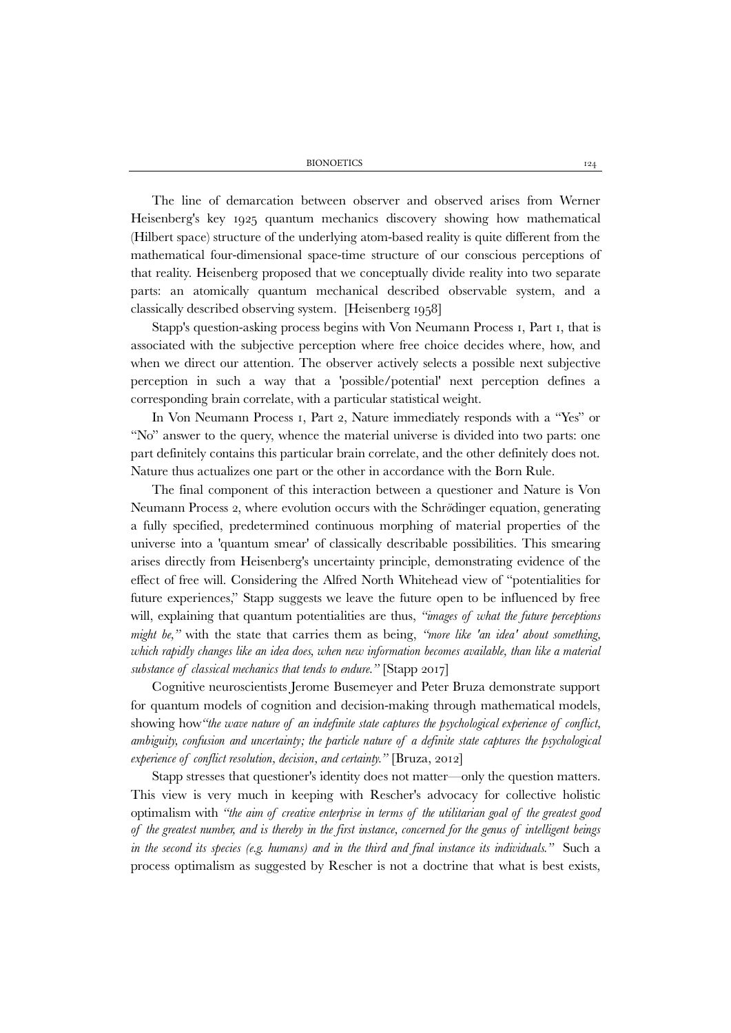The line of demarcation between observer and observed arises from Werner Heisenberg's key 1925 quantum mechanics discovery showing how mathematical (Hilbert space) structure of the underlying atom-based reality is quite different from the mathematical four-dimensional space-time structure of our conscious perceptions of that reality. Heisenberg proposed that we conceptually divide reality into two separate parts: an atomically quantum mechanical described observable system, and a classically described observing system. [Heisenberg 1958]

Stapp's question-asking process begins with Von Neumann Process 1, Part 1, that is associated with the subjective perception where free choice decides where, how, and when we direct our attention. The observer actively selects a possible next subjective perception in such a way that a 'possible/potential' next perception defines a corresponding brain correlate, with a particular statistical weight.

In Von Neumann Process 1, Part 2, Nature immediately responds with a "Yes" or "No" answer to the query, whence the material universe is divided into two parts: one part definitely contains this particular brain correlate, and the other definitely does not. Nature thus actualizes one part or the other in accordance with the Born Rule.

The final component of this interaction between a questioner and Nature is Von Neumann Process 2, where evolution occurs with the Schr*ö*dinger equation, generating a fully specified, predetermined continuous morphing of material properties of the universe into a 'quantum smear' of classically describable possibilities. This smearing arises directly from Heisenberg's uncertainty principle, demonstrating evidence of the effect of free will. Considering the Alfred North Whitehead view of "potentialities for future experiences," Stapp suggests we leave the future open to be influenced by free will, explaining that quantum potentialities are thus, *"images of what the future perceptions might be,"* with the state that carries them as being, *"more like 'an idea' about something, which rapidly changes like an idea does, when new information becomes available, than like a material substance of classical mechanics that tends to endure."* [Stapp 2017]

Cognitive neuroscientists Jerome Busemeyer and Peter Bruza demonstrate support for quantum models of cognition and decision-making through mathematical models, showing how*"the wave nature of an indefinite state captures the psychological experience of conflict, ambiguity, confusion and uncertainty; the particle nature of a definite state captures the psychological experience of conflict resolution, decision, and certainty."* [Bruza, 2012]

Stapp stresses that questioner's identity does not matter—only the question matters. This view is very much in keeping with Rescher's advocacy for collective holistic optimalism with *"the aim of creative enterprise in terms of the utilitarian goal of the greatest good of the greatest number, and is thereby in the first instance, concerned for the genus of intelligent beings in the second its species (e.g. humans) and in the third and final instance its individuals."* Such a process optimalism as suggested by Rescher is not a doctrine that what is best exists,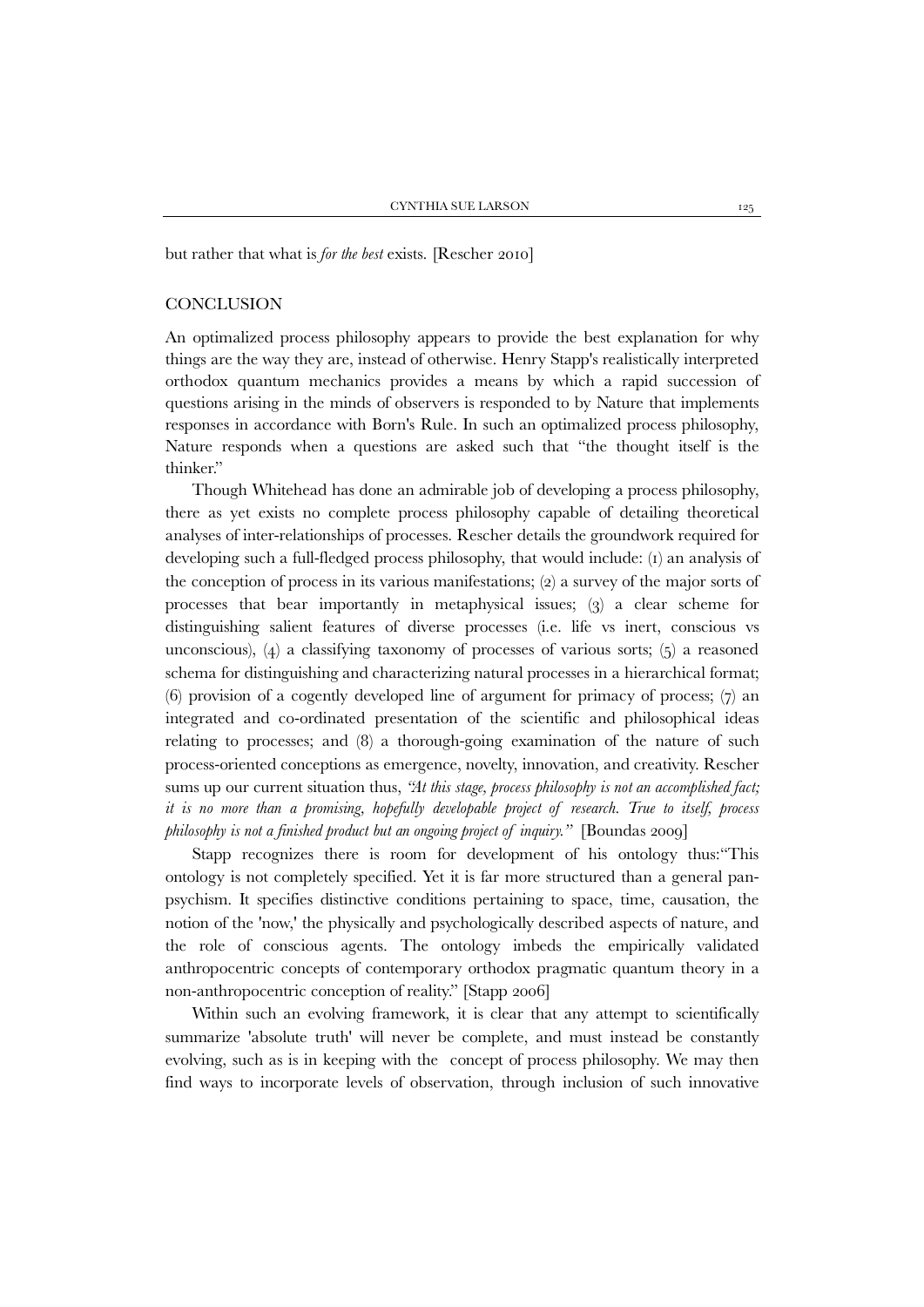but rather that what is *for the best* exists. [Rescher 2010]

## CONCLUSION

An optimalized process philosophy appears to provide the best explanation for why things are the way they are, instead of otherwise. Henry Stapp's realistically interpreted orthodox quantum mechanics provides a means by which a rapid succession of questions arising in the minds of observers is responded to by Nature that implements responses in accordance with Born's Rule. In such an optimalized process philosophy, Nature responds when a questions are asked such that "the thought itself is the thinker."

Though Whitehead has done an admirable job of developing a process philosophy, there as yet exists no complete process philosophy capable of detailing theoretical analyses of inter-relationships of processes. Rescher details the groundwork required for developing such a full-fledged process philosophy, that would include: (1) an analysis of the conception of process in its various manifestations; (2) a survey of the major sorts of processes that bear importantly in metaphysical issues; (3) a clear scheme for distinguishing salient features of diverse processes (i.e. life vs inert, conscious vs unconscious), (4) a classifying taxonomy of processes of various sorts; (5) a reasoned schema for distinguishing and characterizing natural processes in a hierarchical format; (6) provision of a cogently developed line of argument for primacy of process; (7) an integrated and co-ordinated presentation of the scientific and philosophical ideas relating to processes; and (8) a thorough-going examination of the nature of such process-oriented conceptions as emergence, novelty, innovation, and creativity. Rescher sums up our current situation thus, *"At this stage, process philosophy is not an accomplished fact; it is no more than a promising, hopefully developable project of research. True to itself, process philosophy is not a finished product but an ongoing project of inquiry."* [Boundas 2009]

Stapp recognizes there is room for development of his ontology thus:"This ontology is not completely specified. Yet it is far more structured than a general pan-psychism. It specifies distinctive conditions pertaining to space, time, causation, the notion of the 'now,' the physically and psychologically described aspects of nature, and the role of conscious agents. The ontology imbeds the empirically validated anthropocentric concepts of contemporary orthodox pragmatic quantum theory in a non-anthropocentric conception of reality." [Stapp 2006]

Within such an evolving framework, it is clear that any attempt to scientifically summarize 'absolute truth' will never be complete, and must instead be constantly evolving, such as is in keeping with the concept of process philosophy. We may then find ways to incorporate levels of observation, through inclusion of such innovative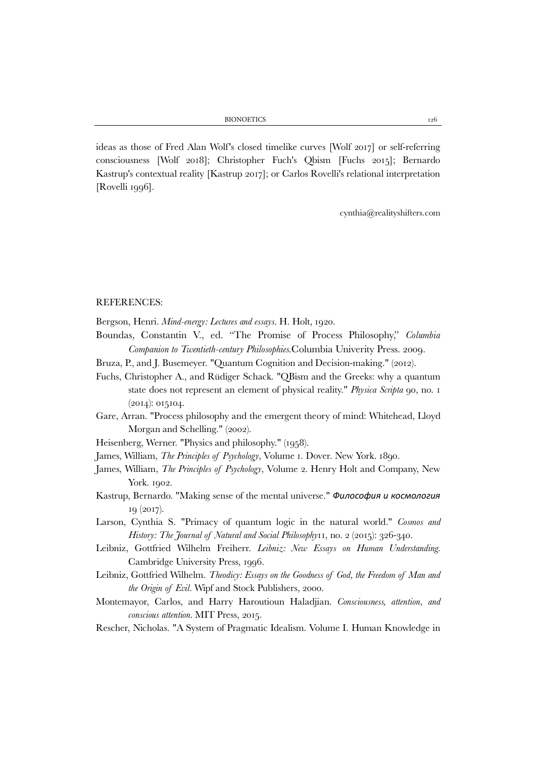ideas as those of Fred Alan Wolf's closed timelike curves [Wolf 2017] or self-referring consciousness [Wolf 2018]; Christopher Fuch's Qbism [Fuchs 2015]; Bernardo Kastrup's contextual reality [Kastrup 2017]; or Carlos Rovelli's relational interpretation [Rovelli 1996].

cynthia@realityshifters.com

REFERENCES:

Bergson, Henri. *Mind-energy: Lectures and essays*. H. Holt, 1920.

Boundas, Constantin V., ed. "The Promise of Process Philosophy," *Columbia Companion to Twentieth-century Philosophies*.Columbia Univerity Press. 2009.

Bruza, P., and J. Busemeyer. "Quantum Cognition and Decision-making." (2012).

Fuchs, Christopher A., and Rüdiger Schack. "QBism and the Greeks: why a quantum state does not represent an element of physical reality." *Physica Scripta* 90, no. 1 (2014): 015104.

Gare, Arran. "Process philosophy and the emergent theory of mind: Whitehead, Lloyd Morgan and Schelling." (2002).

Heisenberg, Werner. "Physics and philosophy." (1958).

James, William, *The Principles of Psychology*, Volume 1. Dover. New York. 1890.

James, William, *The Principles of Psychology*, Volume 2. Henry Holt and Company, New York. 1902.

Kastrup, Bernardo. "Making sense of the mental universe." *Философия и космология* 19 (2017).

Larson, Cynthia S. "Primacy of quantum logic in the natural world." *Cosmos and History: The Journal of Natural and Social Philosophy*11, no. 2 (2015): 326-340.

Leibniz, Gottfried Wilhelm Freiherr. *Leibniz: New Essays on Human Understanding*. Cambridge University Press, 1996.

Leibniz, Gottfried Wilhelm. *Theodicy: Essays on the Goodness of God, the Freedom of Man and the Origin of Evil*. Wipf and Stock Publishers, 2000.

Montemayor, Carlos, and Harry Haroutioun Haladjian. *Consciousness, attention, and conscious attention*. MIT Press, 2015.

Rescher, Nicholas. "A System of Pragmatic Idealism. Volume I. Human Knowledge in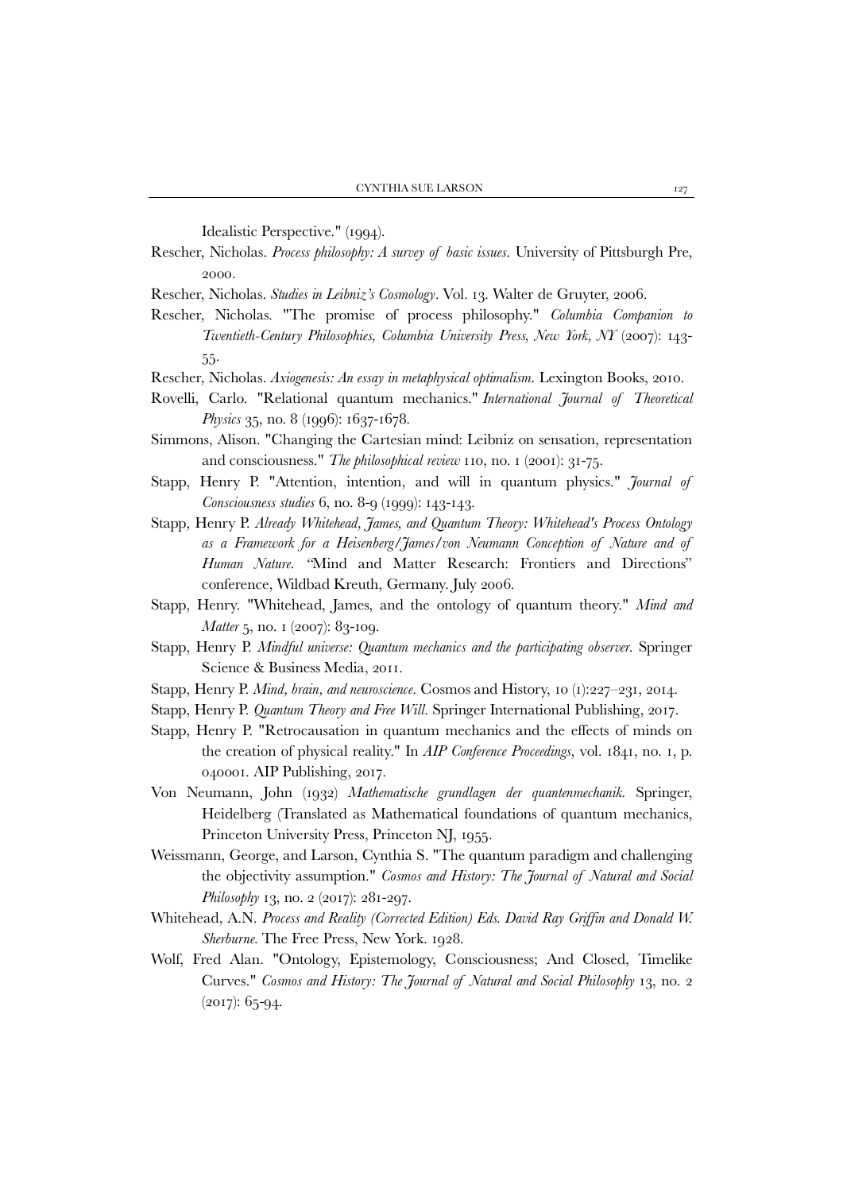Idealistic Perspective." (1994).

Rescher, Nicholas. *Process philosophy: A survey of basic issues*. University of Pittsburgh Pre, 2000.

Rescher, Nicholas. *Studies in Leibniz's Cosmology*. Vol. 13. Walter de Gruyter, 2006.

Rescher, Nicholas. "The promise of process philosophy." *Columbia Companion to Twentieth-Century Philosophies, Columbia University Press, New York, NY* (2007): 143-55.

Rescher, Nicholas. *Axiogenesis: An essay in metaphysical optimalism*. Lexington Books, 2010.

Rovelli, Carlo. "Relational quantum mechanics." *International Journal of Theoretical Physics* 35, no. 8 (1996): 1637-1678.

Simmons, Alison. "Changing the Cartesian mind: Leibniz on sensation, representation and consciousness." *The philosophical review* 110, no. 1 (2001): 31-75.

Stapp, Henry P. "Attention, intention, and will in quantum physics." *Journal of Consciousness studies* 6, no. 8-9 (1999): 143-143.

Stapp, Henry P. *Already Whitehead, James, and Quantum Theory: Whitehead's Process Ontology as a Framework for a Heisenberg/James/von Neumann Conception of Nature and of Human Nature.* "Mind and Matter Research: Frontiers and Directions" conference, Wildbad Kreuth, Germany. July 2006.

Stapp, Henry. "Whitehead, James, and the ontology of quantum theory." *Mind and Matter* 5, no. 1 (2007): 83-109.

Stapp, Henry P. *Mindful universe: Quantum mechanics and the participating observer*. Springer Science & Business Media, 2011.

Stapp, Henry P. *Mind, brain, and neuroscience.* Cosmos and History, 10 (1):227–231, 2014.

Stapp, Henry P. *Quantum Theory and Free Will.* Springer International Publishing, 2017.

Stapp, Henry P. "Retrocausation in quantum mechanics and the effects of minds on the creation of physical reality." In *AIP Conference Proceedings*, vol. 1841, no. 1, p. 040001. AIP Publishing, 2017.

Von Neumann, John (1932) *Mathematische grundlagen der quantenmechanik.* Springer, Heidelberg (Translated as Mathematical foundations of quantum mechanics, Princeton University Press, Princeton NJ, 1955.

Weissmann, George, and Larson, Cynthia S. "The quantum paradigm and challenging the objectivity assumption." *Cosmos and History: The Journal of Natural and Social Philosophy* 13, no. 2 (2017): 281-297.

Whitehead, A.N. *Process and Reality (Corrected Edition) Eds. David Ray Griffin and Donald W. Sherburne.* The Free Press, New York. 1928.

Wolf, Fred Alan. "Ontology, Epistemology, Consciousness; And Closed, Timelike Curves." *Cosmos and History: The Journal of Natural and Social Philosophy* 13, no. 2 (2017): 65-94.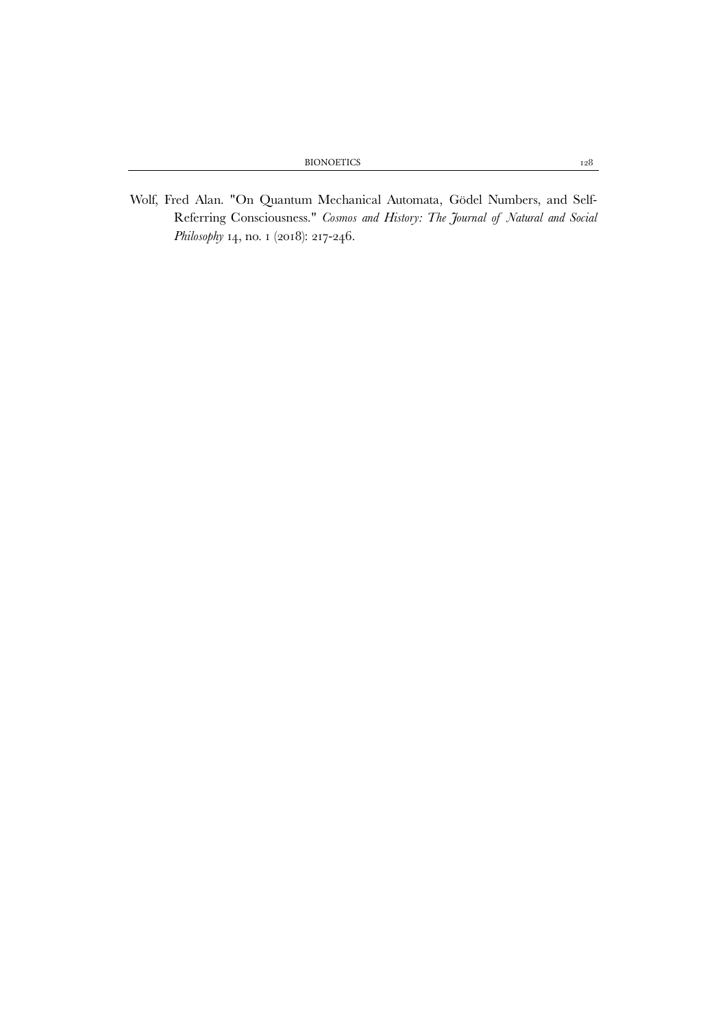Wolf, Fred Alan. "On Quantum Mechanical Automata, Gödel Numbers, and Self-Referring Consciousness." *Cosmos and History: The Journal of Natural and Social Philosophy* 14, no. 1 (2018): 217-246.